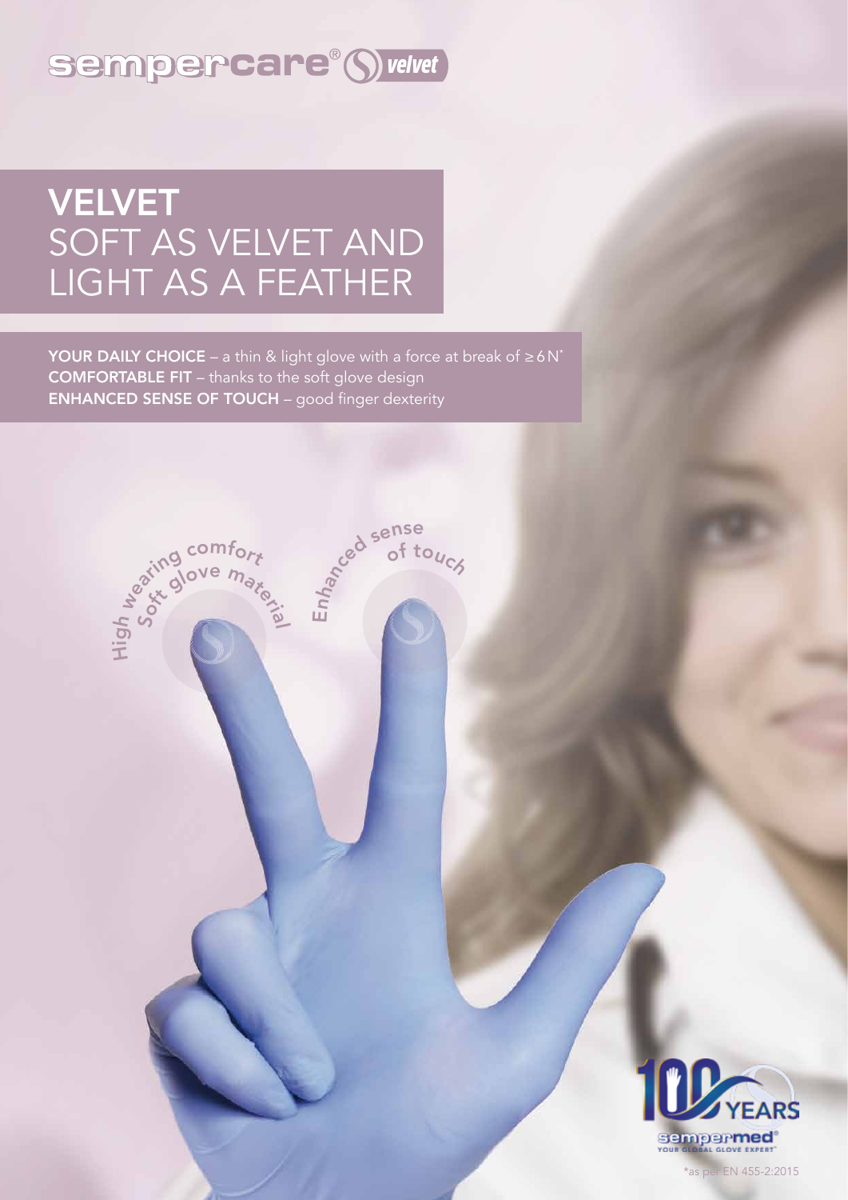sempercare® velvet

# VELVET
## SOFT AS VELVET AND LIGHT AS A FEATHER

**YOUR DAILY CHOICE** – a thin & light glove with a force at break of ≥ 6 N*
**COMFORTABLE FIT** – thanks to the soft glove design
**ENHANCED SENSE OF TOUCH** – good finger dexterity

High wearing comfort
Soft glove material

Enhanced sense of touch

100 YEARS
sempermed®
YOUR GLOBAL GLOVE EXPERT

*as per EN 455-2:2015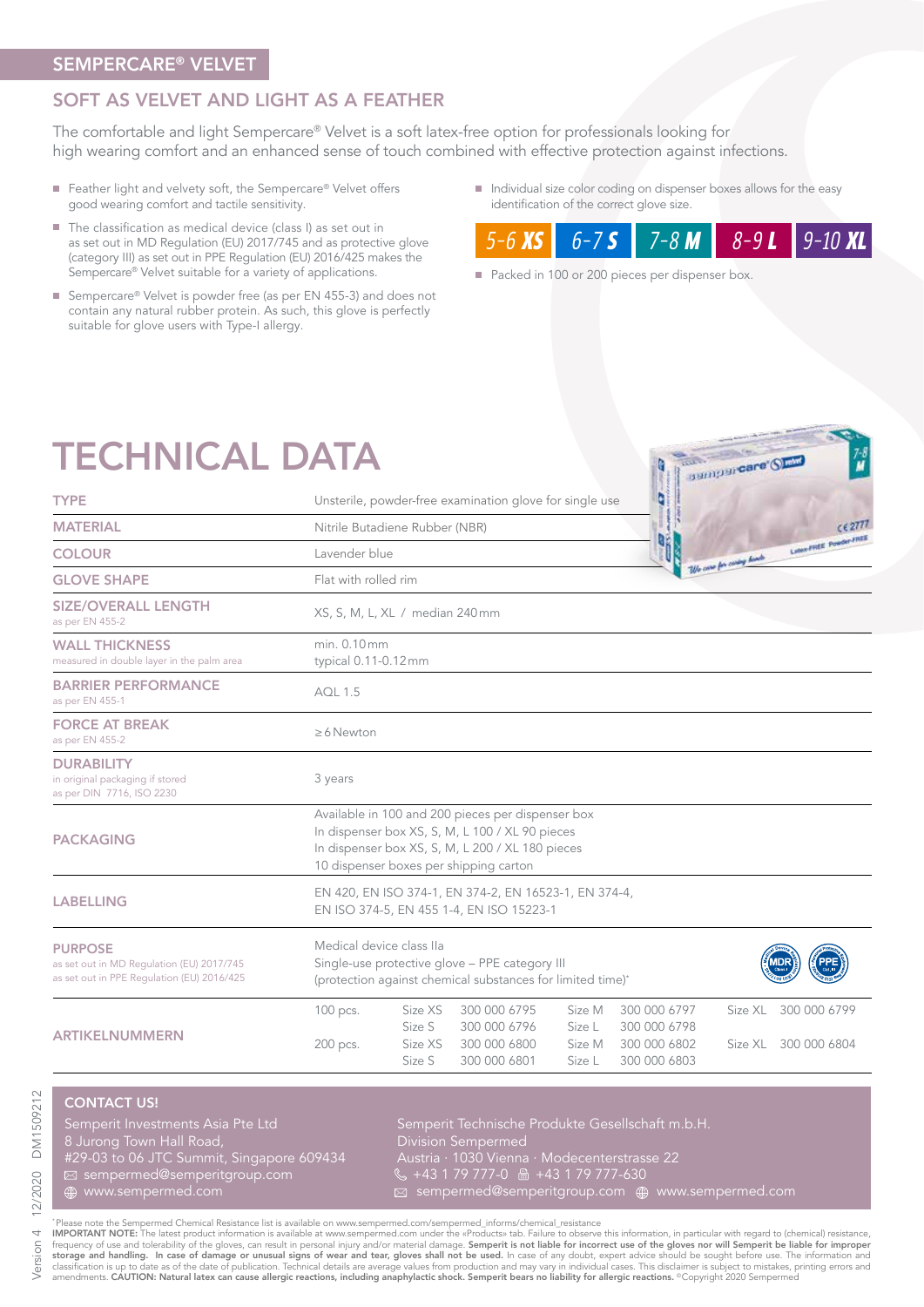## SEMPERCARE® VELVET

### SOFT AS VELVET AND LIGHT AS A FEATHER

The comfortable and light Sempercare® Velvet is a soft latex-free option for professionals looking for high wearing comfort and an enhanced sense of touch combined with effective protection against infections.

- Feather light and velvety soft, the Sempercare® Velvet offers good wearing comfort and tactile sensitivity.
- The classification as medical device (class I) as set out in as set out in MD Regulation (EU) 2017/745 and as protective glove (category III) as set out in PPE Regulation (EU) 2016/425 makes the Sempercare® Velvet suitable for a variety of applications.
- Sempercare® Velvet is powder free (as per EN 455-3) and does not contain any natural rubber protein. As such, this glove is perfectly suitable for glove users with Type-I allergy.
- Individual size color coding on dispenser boxes allows for the easy identification of the correct glove size.

5-6 **XS** 6-7 **S** 7-8 **M** 8-9 **L** 9-10 **XL**

- Packed in 100 or 200 pieces per dispenser box.

# TECHNICAL DATA

| | |
|---|---|
| TYPE | Unsterile, powder-free examination glove for single use |
| MATERIAL | Nitrile Butadiene Rubber (NBR) |
| COLOUR | Lavender blue |
| GLOVE SHAPE | Flat with rolled rim |
| SIZE/OVERALL LENGTH<br>as per EN 455-2 | XS, S, M, L, XL / median 240 mm |
| WALL THICKNESS<br>measured in double layer in the palm area | min. 0.10 mm<br>typical 0.11-0.12 mm |
| BARRIER PERFORMANCE<br>as per EN 455-1 | AQL 1.5 |
| FORCE AT BREAK<br>as per EN 455-2 | ≥ 6 Newton |
| DURABILITY<br>in original packaging if stored as per DIN 7716, ISO 2230 | 3 years |
| PACKAGING | Available in 100 and 200 pieces per dispenser box<br>In dispenser box XS, S, M, L 100 / XL 90 pieces<br>In dispenser box XS, S, M, L 200 / XL 180 pieces<br>10 dispenser boxes per shipping carton |
| LABELLING | EN 420, EN ISO 374-1, EN 374-2, EN 16523-1, EN 374-4,<br>EN ISO 374-5, EN 455 1-4, EN ISO 15223-1 |
| PURPOSE<br>as set out in MD Regulation (EU) 2017/745<br>as set out in PPE Regulation (EU) 2016/425 | Medical device class IIa<br>Single-use protective glove – PPE category III<br>(protection against chemical substances for limited time)* |

| ARTIKELNUMMERN | | | | | | |
|---|---|---|---|---|---|---|
| 100 pcs. | Size XS | 300 000 6795 | Size M | 300 000 6797 | Size XL | 300 000 6799 |
| | Size S | 300 000 6796 | Size L | 300 000 6798 | | |
| 200 pcs. | Size XS | 300 000 6800 | Size M | 300 000 6802 | Size XL | 300 000 6804 |
| | Size S | 300 000 6801 | Size L | 300 000 6803 | | |

### CONTACT US!

Semperit Investments Asia Pte Ltd
8 Jurong Town Hall Road,
#29-03 to 06 JTC Summit, Singapore 609434
sempermed@semperitgroup.com
www.sempermed.com

Semperit Technische Produkte Gesellschaft m.b.H.
Division Sempermed
Austria · 1030 Vienna · Modecenterstrasse 22
+43 1 79 777-0 +43 1 79 777-630
sempermed@semperitgroup.com www.sempermed.com

*Please note the Sempermed Chemical Resistance list is available on www.sempermed.com/sempermed_informs/chemical_resistance

**IMPORTANT NOTE:** The latest product information is available at www.sempermed.com under the «Products» tab. Failure to observe this information, in particular with regard to (chemical) resistance, frequency of use and tolerability of the gloves, can result in personal injury and/or material damage. **Semperit is not liable for incorrect usage of the gloves nor will Semperit be liable for improper storage and handling. In case of damage or unusual signs of wear and tear, gloves shall not be used.** In case of any doubt, expert advice should be sought before use. The information and classification is up to date as of the date of publication. Technical details are average values from production and may vary in individual cases. This disclaimer is subject to mistakes, printing errors and amendments. **CAUTION: Natural latex can cause allergic reactions, including anaphylactic shock. Semperit bears no liability for allergic reactions.** ©Copyright 2020 Sempermed

Version 4 12/2020 DM1509212